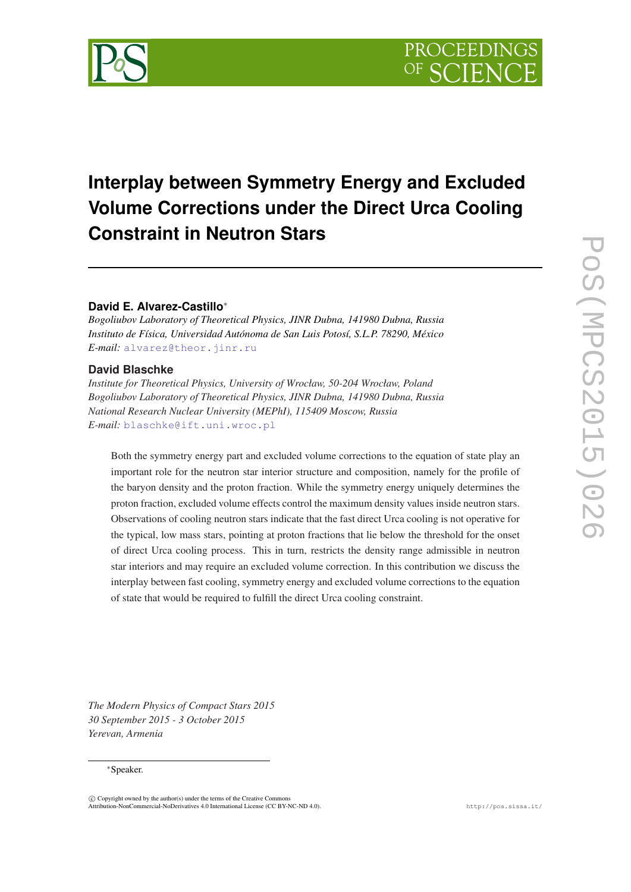# Interplay between Symmetry Energy and Excluded Volume Corrections under the Direct Urca Cooling Constraint in Neutron Stars

**David E. Alvarez-Castillo***

*Bogoliubov Laboratory of Theoretical Physics, JINR Dubna, 141980 Dubna, Russia*
*Instituto de Física, Universidad Autónoma de San Luis Potosí, S.L.P. 78290, México*
*E-mail:* alvarez@theor.jinr.ru

**David Blaschke**

*Institute for Theoretical Physics, University of Wrocław, 50-204 Wrocław, Poland*
*Bogoliubov Laboratory of Theoretical Physics, JINR Dubna, 141980 Dubna, Russia*
*National Research Nuclear University (MEPhI), 115409 Moscow, Russia*
*E-mail:* blaschke@ift.uni.wroc.pl

Both the symmetry energy part and excluded volume corrections to the equation of state play an important role for the neutron star interior structure and composition, namely for the profile of the baryon density and the proton fraction. While the symmetry energy uniquely determines the proton fraction, excluded volume effects control the maximum density values inside neutron stars. Observations of cooling neutron stars indicate that the fast direct Urca cooling is not operative for the typical, low mass stars, pointing at proton fractions that lie below the threshold for the onset of direct Urca cooling process. This in turn, restricts the density range admissible in neutron star interiors and may require an excluded volume correction. In this contribution we discuss the interplay between fast cooling, symmetry energy and excluded volume corrections to the equation of state that would be required to fulfill the direct Urca cooling constraint.

*The Modern Physics of Compact Stars 2015*
*30 September 2015 - 3 October 2015*
*Yerevan, Armenia*

*Speaker.

© Copyright owned by the author(s) under the terms of the Creative Commons Attribution-NonCommercial-NoDerivatives 4.0 International License (CC BY-NC-ND 4.0).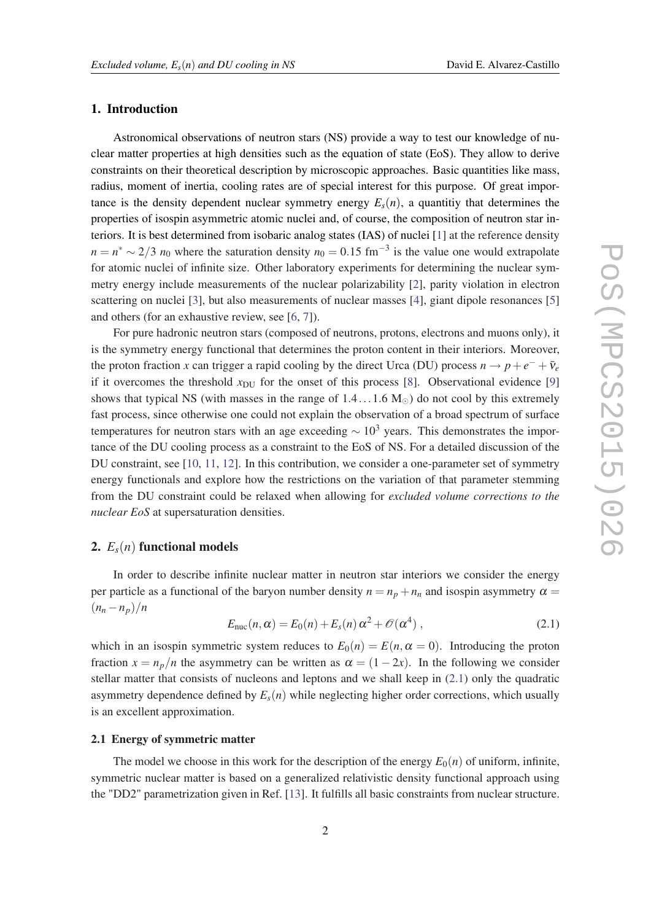## 1. Introduction

Astronomical observations of neutron stars (NS) provide a way to test our knowledge of nuclear matter properties at high densities such as the equation of state (EoS). They allow to derive constraints on their theoretical description by microscopic approaches. Basic quantities like mass, radius, moment of inertia, cooling rates are of special interest for this purpose. Of great importance is the density dependent nuclear symmetry energy $E_s(n)$, a quantitiy that determines the properties of isospin asymmetric atomic nuclei and, of course, the composition of neutron star interiors. It is best determined from isobaric analog states (IAS) of nuclei [1] at the reference density $n = n^* \sim 2/3\ n_0$ where the saturation density $n_0 = 0.15$ fm$^{-3}$ is the value one would extrapolate for atomic nuclei of infinite size. Other laboratory experiments for determining the nuclear symmetry energy include measurements of the nuclear polarizability [2], parity violation in electron scattering on nuclei [3], but also measurements of nuclear masses [4], giant dipole resonances [5] and others (for an exhaustive review, see [6, 7]).

For pure hadronic neutron stars (composed of neutrons, protons, electrons and muons only), it is the symmetry energy functional that determines the proton content in their interiors. Moreover, the proton fraction $x$ can trigger a rapid cooling by the direct Urca (DU) process $n \to p + e^- + \bar{\nu}_e$ if it overcomes the threshold $x_{\rm DU}$ for the onset of this process [8]. Observational evidence [9] shows that typical NS (with masses in the range of $1.4 \ldots 1.6\ \mathrm{M}_\odot$) do not cool by this extremely fast process, since otherwise one could not explain the observation of a broad spectrum of surface temperatures for neutron stars with an age exceeding $\sim 10^3$ years. This demonstrates the importance of the DU cooling process as a constraint to the EoS of NS. For a detailed discussion of the DU constraint, see [10, 11, 12]. In this contribution, we consider a one-parameter set of symmetry energy functionals and explore how the restrictions on the variation of that parameter stemming from the DU constraint could be relaxed when allowing for *excluded volume corrections to the nuclear EoS* at supersaturation densities.

## 2. $E_s(n)$ functional models

In order to describe infinite nuclear matter in neutron star interiors we consider the energy per particle as a functional of the baryon number density $n = n_p + n_n$ and isospin asymmetry $\alpha = (n_n - n_p)/n$

$$E_{\rm nuc}(n, \alpha) = E_0(n) + E_s(n)\,\alpha^2 + \mathscr{O}(\alpha^4)\,, \tag{2.1}$$

which in an isospin symmetric system reduces to $E_0(n) = E(n, \alpha = 0)$. Introducing the proton fraction $x = n_p/n$ the asymmetry can be written as $\alpha = (1 - 2x)$. In the following we consider stellar matter that consists of nucleons and leptons and we shall keep in (2.1) only the quadratic asymmetry dependence defined by $E_s(n)$ while neglecting higher order corrections, which usually is an excellent approximation.

### 2.1 Energy of symmetric matter

The model we choose in this work for the description of the energy $E_0(n)$ of uniform, infinite, symmetric nuclear matter is based on a generalized relativistic density functional approach using the "DD2" parametrization given in Ref. [13]. It fulfills all basic constraints from nuclear structure.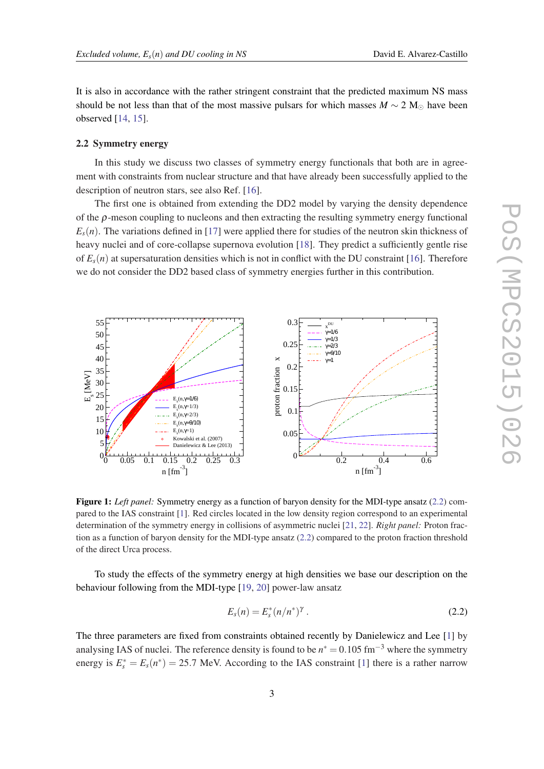It is also in accordance with the rather stringent constraint that the predicted maximum NS mass should be not less than that of the most massive pulsars for which masses $M \sim 2$ M$_\odot$ have been observed [14, 15].

### 2.2 Symmetry energy

In this study we discuss two classes of symmetry energy functionals that both are in agreement with constraints from nuclear structure and that have already been successfully applied to the description of neutron stars, see also Ref. [16].

The first one is obtained from extending the DD2 model by varying the density dependence of the $\rho$-meson coupling to nucleons and then extracting the resulting symmetry energy functional $E_s(n)$. The variations defined in [17] were applied there for studies of the neutron skin thickness of heavy nuclei and of core-collapse supernova evolution [18]. They predict a sufficiently gentle rise of $E_s(n)$ at supersaturation densities which is not in conflict with the DU constraint [16]. Therefore we do not consider the DD2 based class of symmetry energies further in this contribution.

**Figure 1:** *Left panel:* Symmetry energy as a function of baryon density for the MDI-type ansatz (2.2) compared to the IAS constraint [1]. Red circles located in the low density region correspond to an experimental determination of the symmetry energy in collisions of asymmetric nuclei [21, 22]. *Right panel:* Proton fraction as a function of baryon density for the MDI-type ansatz (2.2) compared to the proton fraction threshold of the direct Urca process.

To study the effects of the symmetry energy at high densities we base our description on the behaviour following from the MDI-type [19, 20] power-law ansatz

$$E_s(n) = E_s^*(n/n^*)^\gamma \; . \tag{2.2}$$

The three parameters are fixed from constraints obtained recently by Danielewicz and Lee [1] by analysing IAS of nuclei. The reference density is found to be $n^* = 0.105$ fm$^{-3}$ where the symmetry energy is $E_s^* = E_s(n^*) = 25.7$ MeV. According to the IAS constraint [1] there is a rather narrow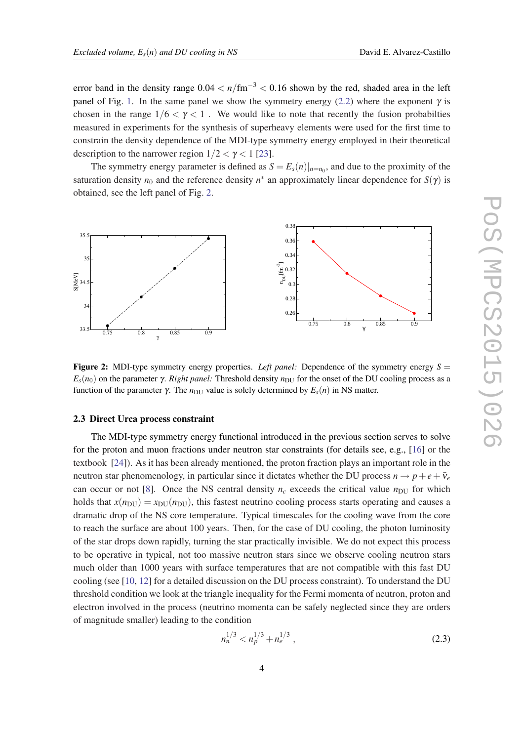error band in the density range $0.04 < n/\mathrm{fm}^{-3} < 0.16$ shown by the red, shaded area in the left panel of Fig. 1. In the same panel we show the symmetry energy (2.2) where the exponent $\gamma$ is chosen in the range $1/6 < \gamma < 1$ . We would like to note that recently the fusion probabilties measured in experiments for the synthesis of superheavy elements were used for the first time to constrain the density dependence of the MDI-type symmetry energy employed in their theoretical description to the narrower region $1/2 < \gamma < 1$ [23].

The symmetry energy parameter is defined as $S = E_s(n)|_{n=n_0}$, and due to the proximity of the saturation density $n_0$ and the reference density $n^*$ an approximately linear dependence for $S(\gamma)$ is obtained, see the left panel of Fig. 2.

**Figure 2:** MDI-type symmetry energy properties. *Left panel:* Dependence of the symmetry energy $S = E_s(n_0)$ on the parameter $\gamma$. *Right panel:* Threshold density $n_{\mathrm{DU}}$ for the onset of the DU cooling process as a function of the parameter $\gamma$. The $n_{\mathrm{DU}}$ value is solely determined by $E_s(n)$ in NS matter.

### 2.3 Direct Urca process constraint

The MDI-type symmetry energy functional introduced in the previous section serves to solve for the proton and muon fractions under neutron star constraints (for details see, e.g., [16] or the textbook [24]). As it has been already mentioned, the proton fraction plays an important role in the neutron star phenomenology, in particular since it dictates whether the DU process $n \to p + e + \bar{\nu}_e$ can occur or not [8]. Once the NS central density $n_c$ exceeds the critical value $n_{\mathrm{DU}}$ for which holds that $x(n_{\mathrm{DU}}) = x_{\mathrm{DU}}(n_{\mathrm{DU}})$, this fastest neutrino cooling process starts operating and causes a dramatic drop of the NS core temperature. Typical timescales for the cooling wave from the core to reach the surface are about 100 years. Then, for the case of DU cooling, the photon luminosity of the star drops down rapidly, turning the star practically invisible. We do not expect this process to be operative in typical, not too massive neutron stars since we observe cooling neutron stars much older than 1000 years with surface temperatures that are not compatible with this fast DU cooling (see [10, 12] for a detailed discussion on the DU process constraint). To understand the DU threshold condition we look at the triangle inequality for the Fermi momenta of neutron, proton and electron involved in the process (neutrino momenta can be safely neglected since they are orders of magnitude smaller) leading to the condition

$$n_n^{1/3} < n_p^{1/3} + n_e^{1/3} , \tag{2.3}$$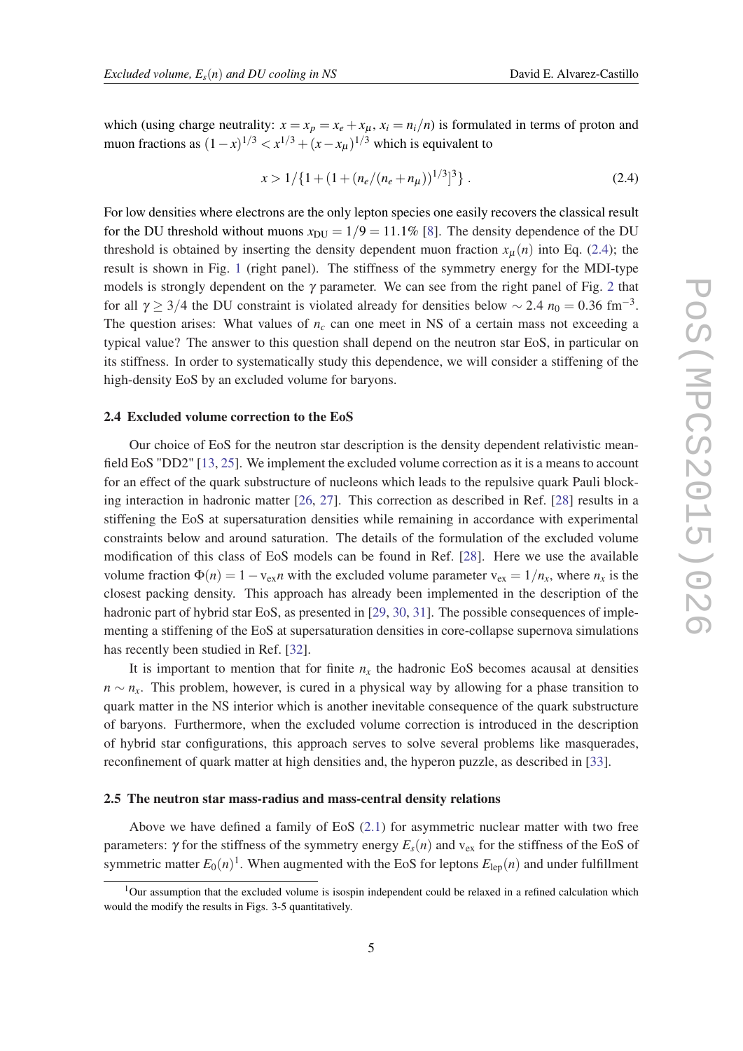which (using charge neutrality: $x = x_p = x_e + x_\mu$, $x_i = n_i/n$) is formulated in terms of proton and muon fractions as $(1-x)^{1/3} < x^{1/3} + (x - x_\mu)^{1/3}$ which is equivalent to

$$x > 1/\{1 + (1 + (n_e/(n_e + n_\mu))^{1/3}]^3\}\ . \tag{2.4}$$

For low densities where electrons are the only lepton species one easily recovers the classical result for the DU threshold without muons $x_{\rm DU} = 1/9 = 11.1\%$ [8]. The density dependence of the DU threshold is obtained by inserting the density dependent muon fraction $x_\mu(n)$ into Eq. (2.4); the result is shown in Fig. 1 (right panel). The stiffness of the symmetry energy for the MDI-type models is strongly dependent on the $\gamma$ parameter. We can see from the right panel of Fig. 2 that for all $\gamma \geq 3/4$ the DU constraint is violated already for densities below $\sim 2.4\ n_0 = 0.36$ fm$^{-3}$. The question arises: What values of $n_c$ can one meet in NS of a certain mass not exceeding a typical value? The answer to this question shall depend on the neutron star EoS, in particular on its stiffness. In order to systematically study this dependence, we will consider a stiffening of the high-density EoS by an excluded volume for baryons.

### 2.4 Excluded volume correction to the EoS

Our choice of EoS for the neutron star description is the density dependent relativistic mean-field EoS "DD2" [13, 25]. We implement the excluded volume correction as it is a means to account for an effect of the quark substructure of nucleons which leads to the repulsive quark Pauli blocking interaction in hadronic matter [26, 27]. This correction as described in Ref. [28] results in a stiffening the EoS at supersaturation densities while remaining in accordance with experimental constraints below and around saturation. The details of the formulation of the excluded volume modification of this class of EoS models can be found in Ref. [28]. Here we use the available volume fraction $\Phi(n) = 1 - {\rm v}_{\rm ex} n$ with the excluded volume parameter ${\rm v}_{\rm ex} = 1/n_x$, where $n_x$ is the closest packing density. This approach has already been implemented in the description of the hadronic part of hybrid star EoS, as presented in [29, 30, 31]. The possible consequences of implementing a stiffening of the EoS at supersaturation densities in core-collapse supernova simulations has recently been studied in Ref. [32].

It is important to mention that for finite $n_x$ the hadronic EoS becomes acausal at densities $n \sim n_x$. This problem, however, is cured in a physical way by allowing for a phase transition to quark matter in the NS interior which is another inevitable consequence of the quark substructure of baryons. Furthermore, when the excluded volume correction is introduced in the description of hybrid star configurations, this approach serves to solve several problems like masquerades, reconfinement of quark matter at high densities and, the hyperon puzzle, as described in [33].

### 2.5 The neutron star mass-radius and mass-central density relations

Above we have defined a family of EoS (2.1) for asymmetric nuclear matter with two free parameters: $\gamma$ for the stiffness of the symmetry energy $E_s(n)$ and ${\rm v}_{\rm ex}$ for the stiffness of the EoS of symmetric matter $E_0(n)$[1]. When augmented with the EoS for leptons $E_{\rm lep}(n)$ and under fulfillment

[1] Our assumption that the excluded volume is isospin independent could be relaxed in a refined calculation which would the modify the results in Figs. 3-5 quantitatively.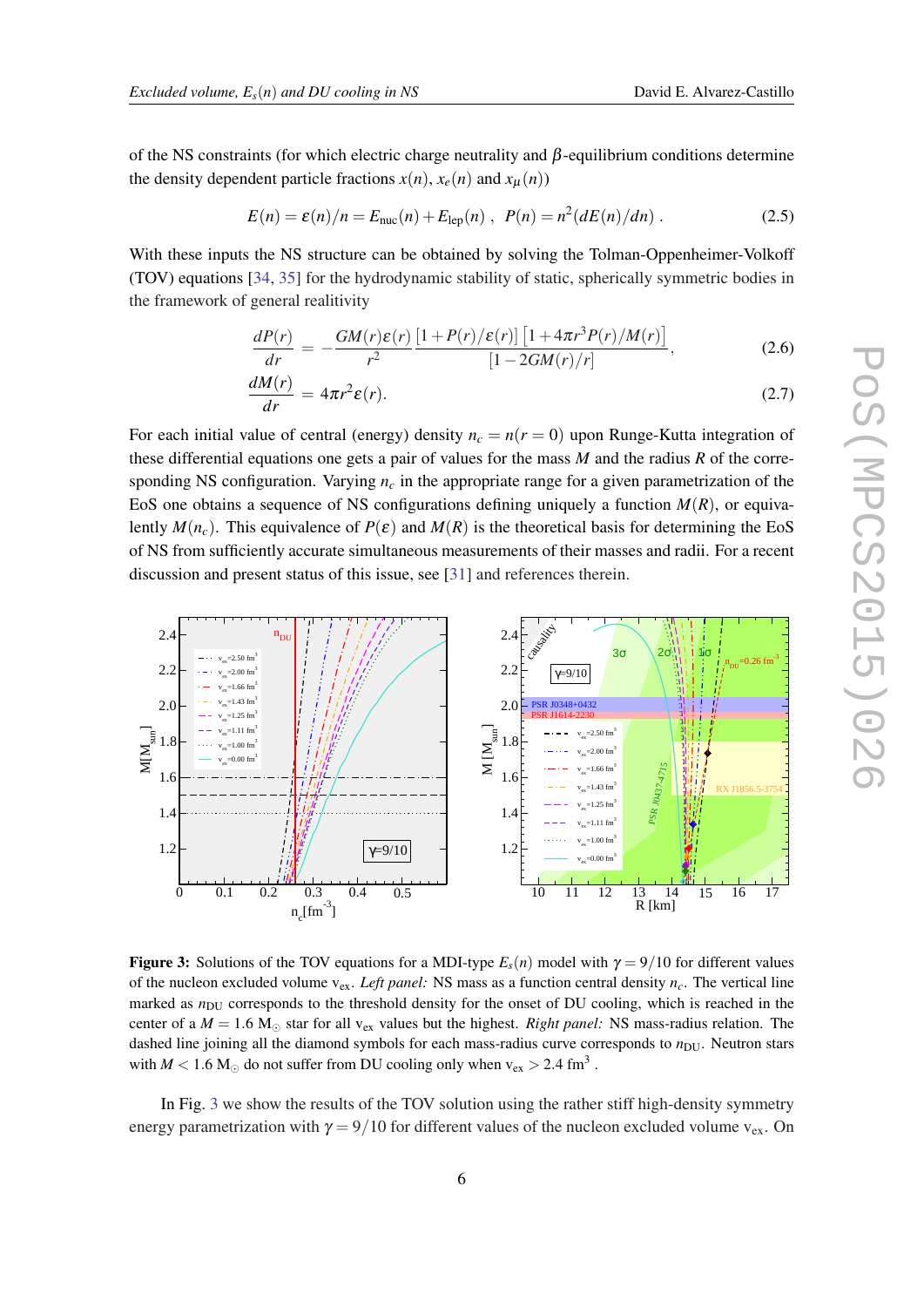of the NS constraints (for which electric charge neutrality and $\beta$-equilibrium conditions determine the density dependent particle fractions $x(n)$, $x_e(n)$ and $x_\mu(n)$)

$$E(n) = \varepsilon(n)/n = E_{\rm nuc}(n) + E_{\rm lep}(n)\ ,\ \ P(n) = n^2(dE(n)/dn)\ . \tag{2.5}$$

With these inputs the NS structure can be obtained by solving the Tolman-Oppenheimer-Volkoff (TOV) equations [34, 35] for the hydrodynamic stability of static, spherically symmetric bodies in the framework of general realitivity

$$\frac{dP(r)}{dr} = -\frac{GM(r)\varepsilon(r)}{r^2}\frac{[1+P(r)/\varepsilon(r)]\left[1+4\pi r^3 P(r)/M(r)\right]}{[1-2GM(r)/r]}, \tag{2.6}$$

$$\frac{dM(r)}{dr} = 4\pi r^2 \varepsilon(r). \tag{2.7}$$

For each initial value of central (energy) density $n_c = n(r=0)$ upon Runge-Kutta integration of these differential equations one gets a pair of values for the mass $M$ and the radius $R$ of the corresponding NS configuration. Varying $n_c$ in the appropriate range for a given parametrization of the EoS one obtains a sequence of NS configurations defining uniquely a function $M(R)$, or equivalently $M(n_c)$. This equivalence of $P(\varepsilon)$ and $M(R)$ is the theoretical basis for determining the EoS of NS from sufficiently accurate simultaneous measurements of their masses and radii. For a recent discussion and present status of this issue, see [31] and references therein.

**Figure 3:** Solutions of the TOV equations for a MDI-type $E_s(n)$ model with $\gamma = 9/10$ for different values of the nucleon excluded volume $v_{\rm ex}$. *Left panel:* NS mass as a function central density $n_c$. The vertical line marked as $n_{\rm DU}$ corresponds to the threshold density for the onset of DU cooling, which is reached in the center of a $M = 1.6$ $M_\odot$ star for all $v_{\rm ex}$ values but the highest. *Right panel:* NS mass-radius relation. The dashed line joining all the diamond symbols for each mass-radius curve corresponds to $n_{\rm DU}$. Neutron stars with $M < 1.6$ $M_\odot$ do not suffer from DU cooling only when $v_{\rm ex} > 2.4$ fm$^3$ .

In Fig. 3 we show the results of the TOV solution using the rather stiff high-density symmetry energy parametrization with $\gamma = 9/10$ for different values of the nucleon excluded volume $v_{\rm ex}$. On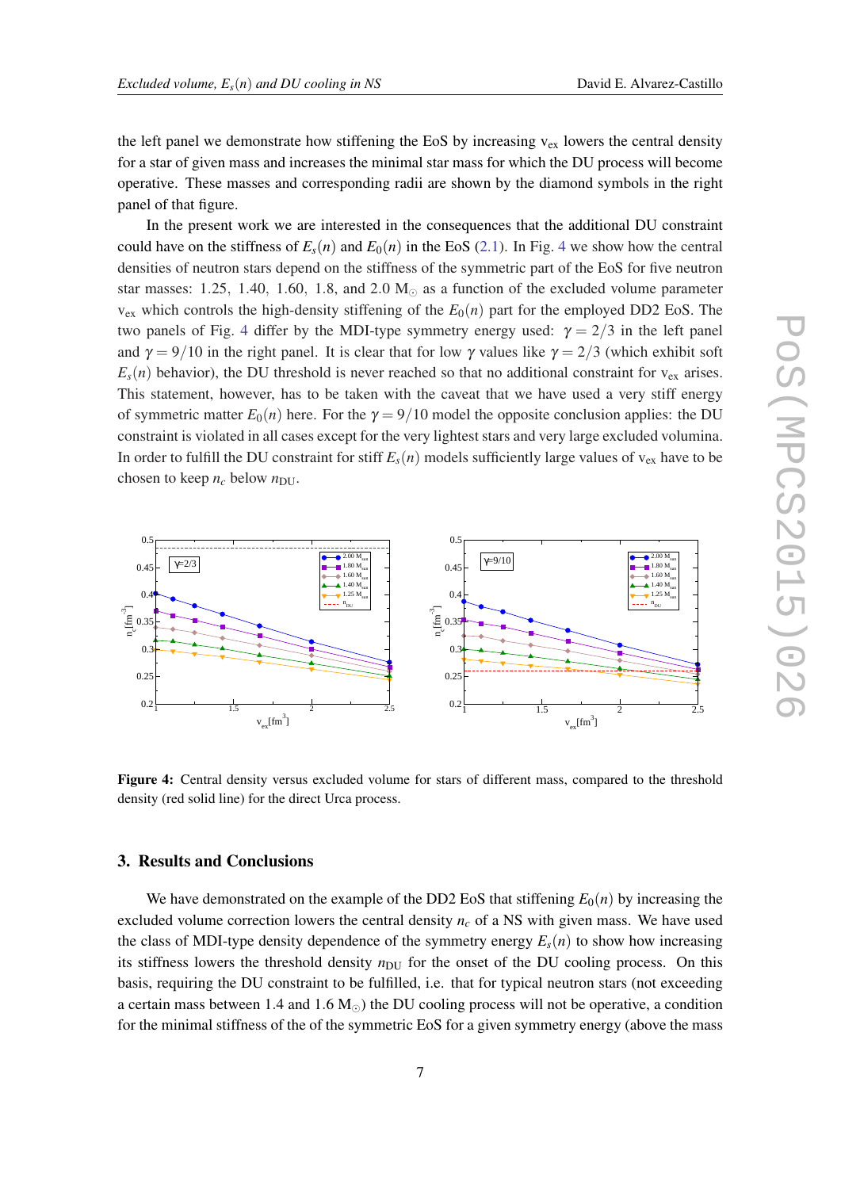the left panel we demonstrate how stiffening the EoS by increasing $v_{ex}$ lowers the central density for a star of given mass and increases the minimal star mass for which the DU process will become operative. These masses and corresponding radii are shown by the diamond symbols in the right panel of that figure.

In the present work we are interested in the consequences that the additional DU constraint could have on the stiffness of $E_s(n)$ and $E_0(n)$ in the EoS (2.1). In Fig. 4 we show how the central densities of neutron stars depend on the stiffness of the symmetric part of the EoS for five neutron star masses: 1.25, 1.40, 1.60, 1.8, and 2.0 $M_\odot$ as a function of the excluded volume parameter $v_{ex}$ which controls the high-density stiffening of the $E_0(n)$ part for the employed DD2 EoS. The two panels of Fig. 4 differ by the MDI-type symmetry energy used: $\gamma = 2/3$ in the left panel and $\gamma = 9/10$ in the right panel. It is clear that for low $\gamma$ values like $\gamma = 2/3$ (which exhibit soft $E_s(n)$ behavior), the DU threshold is never reached so that no additional constraint for $v_{ex}$ arises. This statement, however, has to be taken with the caveat that we have used a very stiff energy of symmetric matter $E_0(n)$ here. For the $\gamma = 9/10$ model the opposite conclusion applies: the DU constraint is violated in all cases except for the very lightest stars and very large excluded volumina. In order to fulfill the DU constraint for stiff $E_s(n)$ models sufficiently large values of $v_{ex}$ have to be chosen to keep $n_c$ below $n_{DU}$.

**Figure 4:** Central density versus excluded volume for stars of different mass, compared to the threshold density (red solid line) for the direct Urca process.

## 3. Results and Conclusions

We have demonstrated on the example of the DD2 EoS that stiffening $E_0(n)$ by increasing the excluded volume correction lowers the central density $n_c$ of a NS with given mass. We have used the class of MDI-type density dependence of the symmetry energy $E_s(n)$ to show how increasing its stiffness lowers the threshold density $n_{DU}$ for the onset of the DU cooling process. On this basis, requiring the DU constraint to be fulfilled, i.e. that for typical neutron stars (not exceeding a certain mass between 1.4 and 1.6 $M_\odot$) the DU cooling process will not be operative, a condition for the minimal stiffness of the of the symmetric EoS for a given symmetry energy (above the mass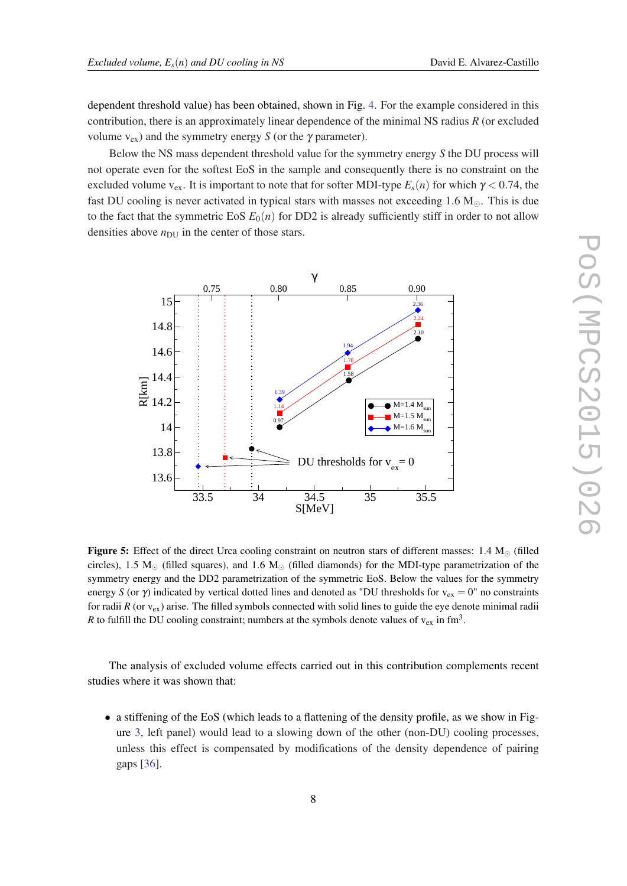dependent threshold value) has been obtained, shown in Fig. 4. For the example considered in this contribution, there is an approximately linear dependence of the minimal NS radius $R$ (or excluded volume $v_{ex}$) and the symmetry energy $S$ (or the $\gamma$ parameter).

Below the NS mass dependent threshold value for the symmetry energy $S$ the DU process will not operate even for the softest EoS in the sample and consequently there is no constraint on the excluded volume $v_{ex}$. It is important to note that for softer MDI-type $E_s(n)$ for which $\gamma < 0.74$, the fast DU cooling is never activated in typical stars with masses not exceeding 1.6 $M_\odot$. This is due to the fact that the symmetric EoS $E_0(n)$ for DD2 is already sufficiently stiff in order to not allow densities above $n_{DU}$ in the center of those stars.

**Figure 5:** Effect of the direct Urca cooling constraint on neutron stars of different masses: 1.4 $M_\odot$ (filled circles), 1.5 $M_\odot$ (filled squares), and 1.6 $M_\odot$ (filled diamonds) for the MDI-type parametrization of the symmetry energy and the DD2 parametrization of the symmetric EoS. Below the values for the symmetry energy $S$ (or $\gamma$) indicated by vertical dotted lines and denoted as "DU thresholds for $v_{ex} = 0$" no constraints for radii $R$ (or $v_{ex}$) arise. The filled symbols connected with solid lines to guide the eye denote minimal radii $R$ to fulfill the DU cooling constraint; numbers at the symbols denote values of $v_{ex}$ in fm$^3$.

The analysis of excluded volume effects carried out in this contribution complements recent studies where it was shown that:

- a stiffening of the EoS (which leads to a flattening of the density profile, as we show in Figure 3, left panel) would lead to a slowing down of the other (non-DU) cooling processes, unless this effect is compensated by modifications of the density dependence of pairing gaps [36].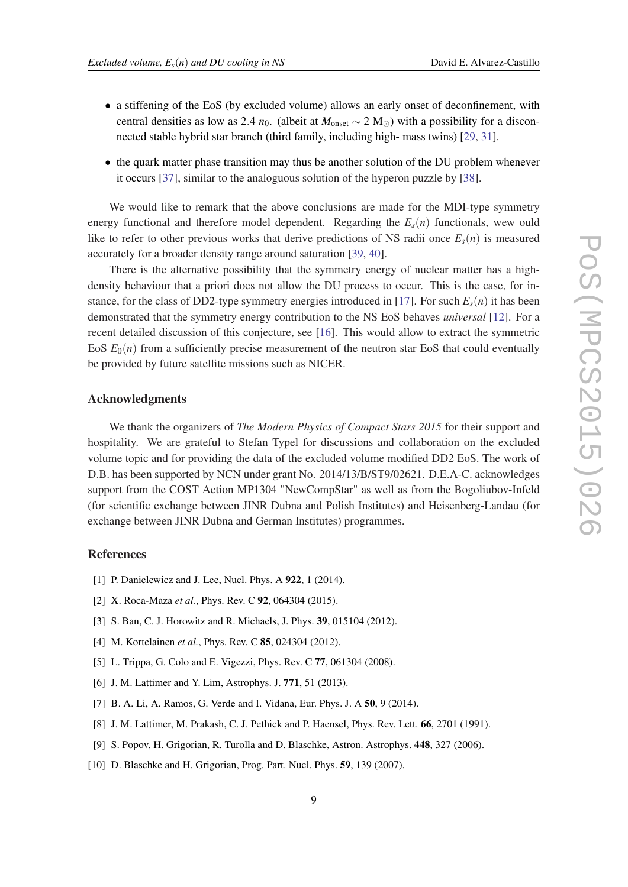- a stiffening of the EoS (by excluded volume) allows an early onset of deconfinement, with central densities as low as 2.4 $n_0$. (albeit at $M_{\rm onset} \sim 2$ M$_\odot$) with a possibility for a disconnected stable hybrid star branch (third family, including high- mass twins) [29, 31].
- the quark matter phase transition may thus be another solution of the DU problem whenever it occurs [37], similar to the analoguous solution of the hyperon puzzle by [38].

We would like to remark that the above conclusions are made for the MDI-type symmetry energy functional and therefore model dependent. Regarding the $E_s(n)$ functionals, wew ould like to refer to other previous works that derive predictions of NS radii once $E_s(n)$ is measured accurately for a broader density range around saturation [39, 40].

There is the alternative possibility that the symmetry energy of nuclear matter has a high-density behaviour that a priori does not allow the DU process to occur. This is the case, for instance, for the class of DD2-type symmetry energies introduced in [17]. For such $E_s(n)$ it has been demonstrated that the symmetry energy contribution to the NS EoS behaves *universal* [12]. For a recent detailed discussion of this conjecture, see [16]. This would allow to extract the symmetric EoS $E_0(n)$ from a sufficiently precise measurement of the neutron star EoS that could eventually be provided by future satellite missions such as NICER.

### Acknowledgments

We thank the organizers of *The Modern Physics of Compact Stars 2015* for their support and hospitality. We are grateful to Stefan Typel for discussions and collaboration on the excluded volume topic and for providing the data of the excluded volume modified DD2 EoS. The work of D.B. has been supported by NCN under grant No. 2014/13/B/ST9/02621. D.E.A-C. acknowledges support from the COST Action MP1304 "NewCompStar" as well as from the Bogoliubov-Infeld (for scientific exchange between JINR Dubna and Polish Institutes) and Heisenberg-Landau (for exchange between JINR Dubna and German Institutes) programmes.

### References

[1] P. Danielewicz and J. Lee, Nucl. Phys. A **922**, 1 (2014).

[2] X. Roca-Maza *et al.*, Phys. Rev. C **92**, 064304 (2015).

[3] S. Ban, C. J. Horowitz and R. Michaels, J. Phys. **39**, 015104 (2012).

[4] M. Kortelainen *et al.*, Phys. Rev. C **85**, 024304 (2012).

[5] L. Trippa, G. Colo and E. Vigezzi, Phys. Rev. C **77**, 061304 (2008).

[6] J. M. Lattimer and Y. Lim, Astrophys. J. **771**, 51 (2013).

[7] B. A. Li, A. Ramos, G. Verde and I. Vidana, Eur. Phys. J. A **50**, 9 (2014).

[8] J. M. Lattimer, M. Prakash, C. J. Pethick and P. Haensel, Phys. Rev. Lett. **66**, 2701 (1991).

[9] S. Popov, H. Grigorian, R. Turolla and D. Blaschke, Astron. Astrophys. **448**, 327 (2006).

[10] D. Blaschke and H. Grigorian, Prog. Part. Nucl. Phys. **59**, 139 (2007).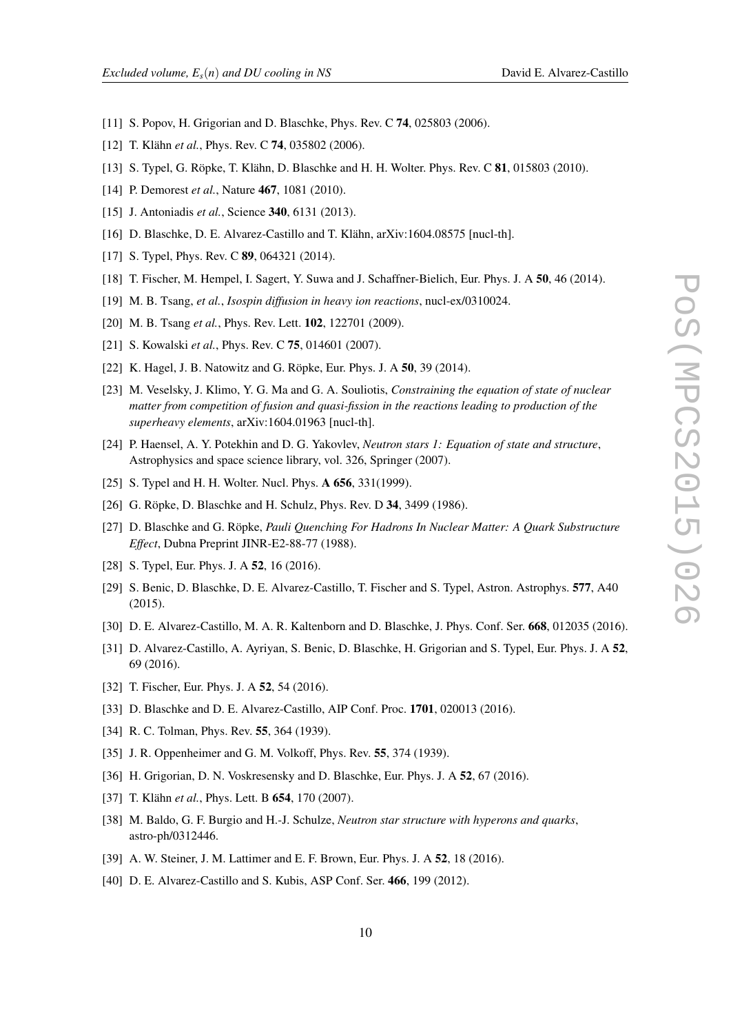[11] S. Popov, H. Grigorian and D. Blaschke, Phys. Rev. C **74**, 025803 (2006).

[12] T. Klähn *et al.*, Phys. Rev. C **74**, 035802 (2006).

[13] S. Typel, G. Röpke, T. Klähn, D. Blaschke and H. H. Wolter. Phys. Rev. C **81**, 015803 (2010).

[14] P. Demorest *et al.*, Nature **467**, 1081 (2010).

[15] J. Antoniadis *et al.*, Science **340**, 6131 (2013).

[16] D. Blaschke, D. E. Alvarez-Castillo and T. Klähn, arXiv:1604.08575 [nucl-th].

[17] S. Typel, Phys. Rev. C **89**, 064321 (2014).

[18] T. Fischer, M. Hempel, I. Sagert, Y. Suwa and J. Schaffner-Bielich, Eur. Phys. J. A **50**, 46 (2014).

[19] M. B. Tsang, *et al.*, *Isospin diffusion in heavy ion reactions*, nucl-ex/0310024.

[20] M. B. Tsang *et al.*, Phys. Rev. Lett. **102**, 122701 (2009).

[21] S. Kowalski *et al.*, Phys. Rev. C **75**, 014601 (2007).

[22] K. Hagel, J. B. Natowitz and G. Röpke, Eur. Phys. J. A **50**, 39 (2014).

[23] M. Veselsky, J. Klimo, Y. G. Ma and G. A. Souliotis, *Constraining the equation of state of nuclear matter from competition of fusion and quasi-fission in the reactions leading to production of the superheavy elements*, arXiv:1604.01963 [nucl-th].

[24] P. Haensel, A. Y. Potekhin and D. G. Yakovlev, *Neutron stars 1: Equation of state and structure*, Astrophysics and space science library, vol. 326, Springer (2007).

[25] S. Typel and H. H. Wolter. Nucl. Phys. **A 656**, 331(1999).

[26] G. Röpke, D. Blaschke and H. Schulz, Phys. Rev. D **34**, 3499 (1986).

[27] D. Blaschke and G. Röpke, *Pauli Quenching For Hadrons In Nuclear Matter: A Quark Substructure Effect*, Dubna Preprint JINR-E2-88-77 (1988).

[28] S. Typel, Eur. Phys. J. A **52**, 16 (2016).

[29] S. Benic, D. Blaschke, D. E. Alvarez-Castillo, T. Fischer and S. Typel, Astron. Astrophys. **577**, A40 (2015).

[30] D. E. Alvarez-Castillo, M. A. R. Kaltenborn and D. Blaschke, J. Phys. Conf. Ser. **668**, 012035 (2016).

[31] D. Alvarez-Castillo, A. Ayriyan, S. Benic, D. Blaschke, H. Grigorian and S. Typel, Eur. Phys. J. A **52**, 69 (2016).

[32] T. Fischer, Eur. Phys. J. A **52**, 54 (2016).

[33] D. Blaschke and D. E. Alvarez-Castillo, AIP Conf. Proc. **1701**, 020013 (2016).

[34] R. C. Tolman, Phys. Rev. **55**, 364 (1939).

[35] J. R. Oppenheimer and G. M. Volkoff, Phys. Rev. **55**, 374 (1939).

[36] H. Grigorian, D. N. Voskresensky and D. Blaschke, Eur. Phys. J. A **52**, 67 (2016).

[37] T. Klähn *et al.*, Phys. Lett. B **654**, 170 (2007).

[38] M. Baldo, G. F. Burgio and H.-J. Schulze, *Neutron star structure with hyperons and quarks*, astro-ph/0312446.

[39] A. W. Steiner, J. M. Lattimer and E. F. Brown, Eur. Phys. J. A **52**, 18 (2016).

[40] D. E. Alvarez-Castillo and S. Kubis, ASP Conf. Ser. **466**, 199 (2012).